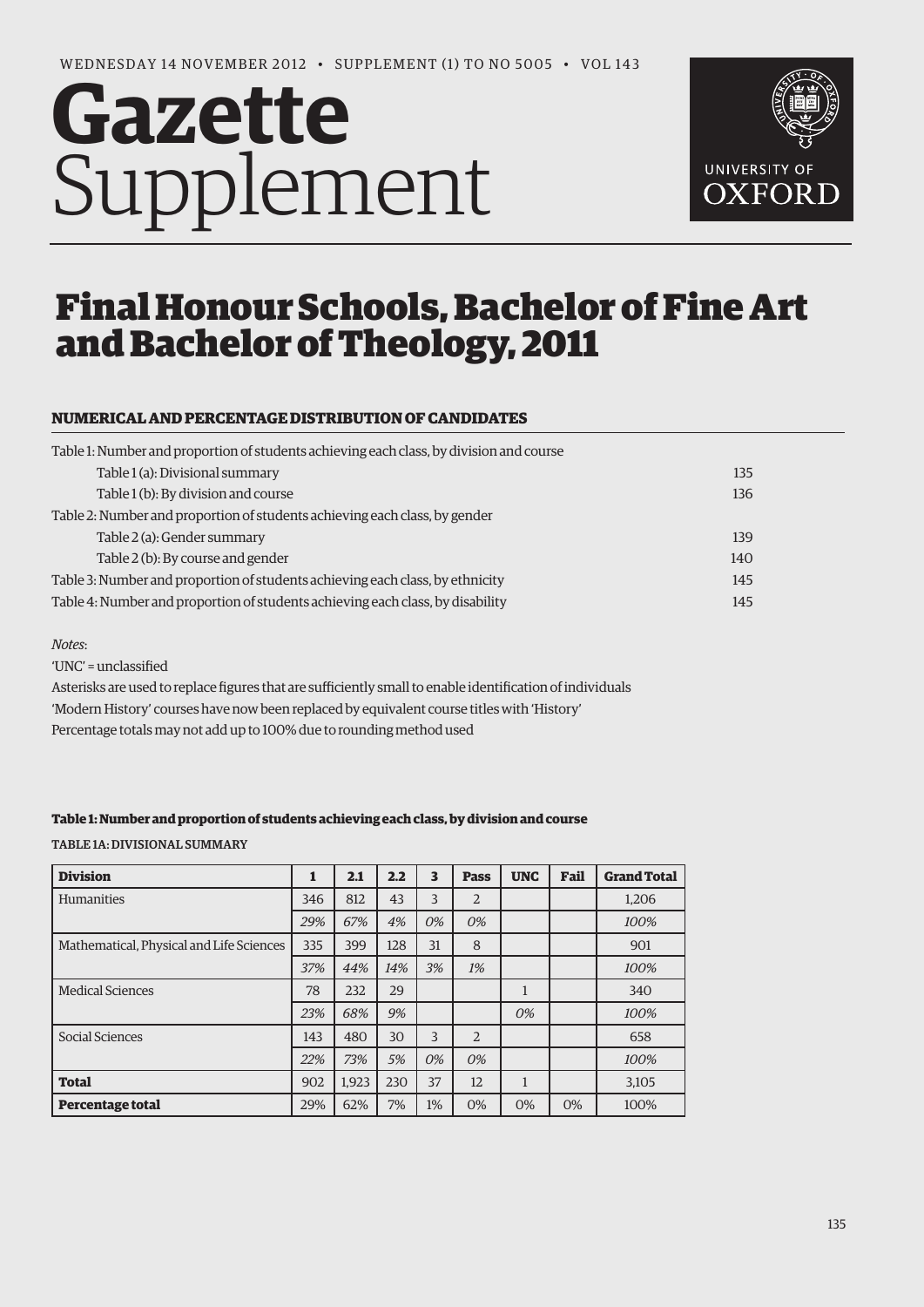WEDNESDAY 14 NOVEMBER 2012 • SUPPLEMENT (1) TO NO 5005 • VOL 143

# Gazette Supplement

UNIVERSITY OF OXFORD

# Final Honour Schools, Bachelor of Fine Art and Bachelor of Theology, 2011

## NUMERICAL AND PERCENTAGE DISTRIBUTION OF CANDIDATES

| | |
|---|---|
| Table 1: Number and proportion of students achieving each class, by division and course | |
| Table 1 (a): Divisional summary | 135 |
| Table 1 (b): By division and course | 136 |
| Table 2: Number and proportion of students achieving each class, by gender | |
| Table 2 (a): Gender summary | 139 |
| Table 2 (b): By course and gender | 140 |
| Table 3: Number and proportion of students achieving each class, by ethnicity | 145 |
| Table 4: Number and proportion of students achieving each class, by disability | 145 |

*Notes*:

'UNC' = unclassified

Asterisks are used to replace figures that are sufficiently small to enable identification of individuals

'Modern History' courses have now been replaced by equivalent course titles with 'History'

Percentage totals may not add up to 100% due to rounding method used

### Table 1: Number and proportion of students achieving each class, by division and course

TABLE 1A: DIVISIONAL SUMMARY

| Division | 1 | 2.1 | 2.2 | 3 | Pass | UNC | Fail | Grand Total |
|---|---|---|---|---|---|---|---|---|
| Humanities | 346 | 812 | 43 | 3 | 2 | | | 1,206 |
| | *29%* | *67%* | *4%* | *0%* | *0%* | | | *100%* |
| Mathematical, Physical and Life Sciences | 335 | 399 | 128 | 31 | 8 | | | 901 |
| | *37%* | *44%* | *14%* | *3%* | *1%* | | | *100%* |
| Medical Sciences | 78 | 232 | 29 | | | 1 | | 340 |
| | *23%* | *68%* | *9%* | | | *0%* | | *100%* |
| Social Sciences | 143 | 480 | 30 | 3 | 2 | | | 658 |
| | *22%* | *73%* | *5%* | *0%* | *0%* | | | *100%* |
| **Total** | 902 | 1,923 | 230 | 37 | 12 | 1 | | 3,105 |
| **Percentage total** | 29% | 62% | 7% | 1% | 0% | 0% | 0% | 100% |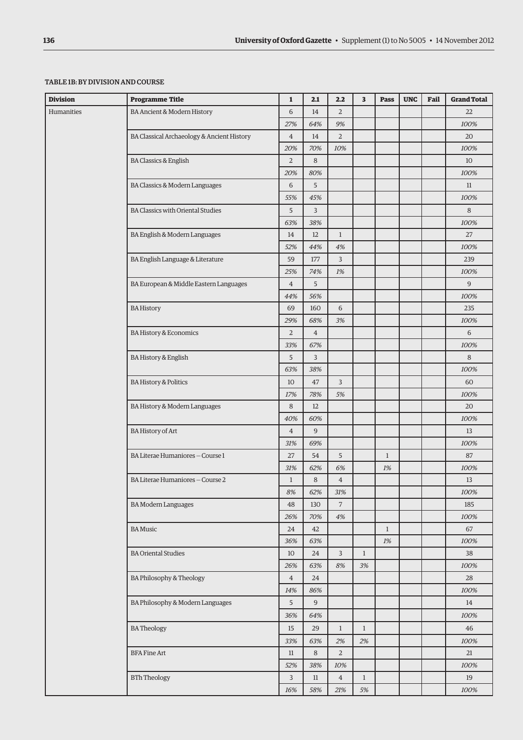#### TABLE 1B: BY DIVISION AND COURSE

| Division | Programme Title | 1 | 2.1 | 2.2 | 3 | Pass | UNC | Fail | Grand Total |
|---|---|---|---|---|---|---|---|---|---|
| Humanities | BA Ancient & Modern History | 6 | 14 | 2 | | | | | 22 |
| | | *27%* | *64%* | *9%* | | | | | *100%* |
| | BA Classical Archaeology & Ancient History | 4 | 14 | 2 | | | | | 20 |
| | | *20%* | *70%* | *10%* | | | | | *100%* |
| | BA Classics & English | 2 | 8 | | | | | | 10 |
| | | *20%* | *80%* | | | | | | *100%* |
| | BA Classics & Modern Languages | 6 | 5 | | | | | | 11 |
| | | *55%* | *45%* | | | | | | *100%* |
| | BA Classics with Oriental Studies | 5 | 3 | | | | | | 8 |
| | | *63%* | *38%* | | | | | | *100%* |
| | BA English & Modern Languages | 14 | 12 | 1 | | | | | 27 |
| | | *52%* | *44%* | *4%* | | | | | *100%* |
| | BA English Language & Literature | 59 | 177 | 3 | | | | | 239 |
| | | *25%* | *74%* | *1%* | | | | | *100%* |
| | BA European & Middle Eastern Languages | 4 | 5 | | | | | | 9 |
| | | *44%* | *56%* | | | | | | *100%* |
| | BA History | 69 | 160 | 6 | | | | | 235 |
| | | *29%* | *68%* | *3%* | | | | | *100%* |
| | BA History & Economics | 2 | 4 | | | | | | 6 |
| | | *33%* | *67%* | | | | | | *100%* |
| | BA History & English | 5 | 3 | | | | | | 8 |
| | | *63%* | *38%* | | | | | | *100%* |
| | BA History & Politics | 10 | 47 | 3 | | | | | 60 |
| | | *17%* | *78%* | *5%* | | | | | *100%* |
| | BA History & Modern Languages | 8 | 12 | | | | | | 20 |
| | | *40%* | *60%* | | | | | | *100%* |
| | BA History of Art | 4 | 9 | | | | | | 13 |
| | | *31%* | *69%* | | | | | | *100%* |
| | BA Literae Humaniores – Course 1 | 27 | 54 | 5 | | 1 | | | 87 |
| | | *31%* | *62%* | *6%* | | *1%* | | | *100%* |
| | BA Literae Humaniores – Course 2 | 1 | 8 | 4 | | | | | 13 |
| | | *8%* | *62%* | *31%* | | | | | *100%* |
| | BA Modern Languages | 48 | 130 | 7 | | | | | 185 |
| | | *26%* | *70%* | *4%* | | | | | *100%* |
| | BA Music | 24 | 42 | | | 1 | | | 67 |
| | | *36%* | *63%* | | | *1%* | | | *100%* |
| | BA Oriental Studies | 10 | 24 | 3 | 1 | | | | 38 |
| | | *26%* | *63%* | *8%* | *3%* | | | | *100%* |
| | BA Philosophy & Theology | 4 | 24 | | | | | | 28 |
| | | *14%* | *86%* | | | | | | *100%* |
| | BA Philosophy & Modern Languages | 5 | 9 | | | | | | 14 |
| | | *36%* | *64%* | | | | | | *100%* |
| | BA Theology | 15 | 29 | 1 | 1 | | | | 46 |
| | | *33%* | *63%* | *2%* | *2%* | | | | *100%* |
| | BFA Fine Art | 11 | 8 | 2 | | | | | 21 |
| | | *52%* | *38%* | *10%* | | | | | *100%* |
| | BTh Theology | 3 | 11 | 4 | 1 | | | | 19 |
| | | *16%* | *58%* | *21%* | *5%* | | | | *100%* |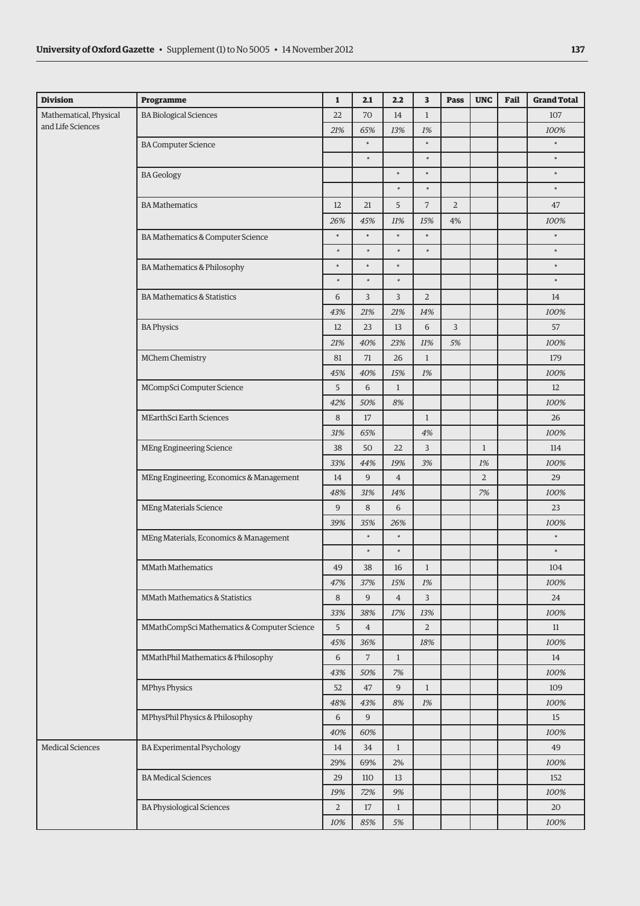| Division | Programme | 1 | 2.1 | 2.2 | 3 | Pass | UNC | Fail | Grand Total |
|---|---|---|---|---|---|---|---|---|---|
| Mathematical, Physical and Life Sciences | BA Biological Sciences | 22 | 70 | 14 | 1 | | | | 107 |
| | | *21%* | *65%* | *13%* | *1%* | | | | *100%* |
| | BA Computer Science | | * | | * | | | | * |
| | | | * | | * | | | | * |
| | BA Geology | | | * | * | | | | * |
| | | | | * | * | | | | * |
| | BA Mathematics | 12 | 21 | 5 | 7 | 2 | | | 47 |
| | | *26%* | *45%* | *11%* | *15%* | 4% | | | *100%* |
| | BA Mathematics & Computer Science | * | * | * | * | | | | * |
| | | * | * | * | * | | | | * |
| | BA Mathematics & Philosophy | * | * | * | | | | | * |
| | | * | * | * | | | | | * |
| | BA Mathematics & Statistics | 6 | 3 | 3 | 2 | | | | 14 |
| | | *43%* | *21%* | *21%* | *14%* | | | | *100%* |
| | BA Physics | 12 | 23 | 13 | 6 | 3 | | | 57 |
| | | *21%* | *40%* | *23%* | *11%* | *5%* | | | *100%* |
| | MChem Chemistry | 81 | 71 | 26 | 1 | | | | 179 |
| | | *45%* | *40%* | *15%* | *1%* | | | | *100%* |
| | MCompSci Computer Science | 5 | 6 | 1 | | | | | 12 |
| | | *42%* | *50%* | *8%* | | | | | *100%* |
| | MEarthSci Earth Sciences | 8 | 17 | | 1 | | | | 26 |
| | | *31%* | *65%* | | *4%* | | | | *100%* |
| | MEng Engineering Science | 38 | 50 | 22 | 3 | | 1 | | 114 |
| | | *33%* | *44%* | *19%* | *3%* | | *1%* | | *100%* |
| | MEng Engineering, Economics & Management | 14 | 9 | 4 | | | 2 | | 29 |
| | | *48%* | *31%* | *14%* | | | *7%* | | *100%* |
| | MEng Materials Science | 9 | 8 | 6 | | | | | 23 |
| | | *39%* | *35%* | *26%* | | | | | *100%* |
| | MEng Materials, Economics & Management | | * | * | | | | | * |
| | | | * | * | | | | | * |
| | MMath Mathematics | 49 | 38 | 16 | 1 | | | | 104 |
| | | *47%* | *37%* | *15%* | *1%* | | | | *100%* |
| | MMath Mathematics & Statistics | 8 | 9 | 4 | 3 | | | | 24 |
| | | *33%* | *38%* | *17%* | *13%* | | | | *100%* |
| | MMathCompSci Mathematics & Computer Science | 5 | 4 | | 2 | | | | 11 |
| | | *45%* | *36%* | | *18%* | | | | *100%* |
| | MMathPhil Mathematics & Philosophy | 6 | 7 | 1 | | | | | 14 |
| | | *43%* | *50%* | *7%* | | | | | *100%* |
| | MPhys Physics | 52 | 47 | 9 | 1 | | | | 109 |
| | | *48%* | *43%* | *8%* | *1%* | | | | *100%* |
| | MPhysPhil Physics & Philosophy | 6 | 9 | | | | | | 15 |
| | | *40%* | *60%* | | | | | | *100%* |
| Medical Sciences | BA Experimental Psychology | 14 | 34 | 1 | | | | | 49 |
| | | 29% | 69% | 2% | | | | | *100%* |
| | BA Medical Sciences | 29 | 110 | 13 | | | | | 152 |
| | | *19%* | *72%* | *9%* | | | | | *100%* |
| | BA Physiological Sciences | 2 | 17 | 1 | | | | | 20 |
| | | *10%* | *85%* | *5%* | | | | | *100%* |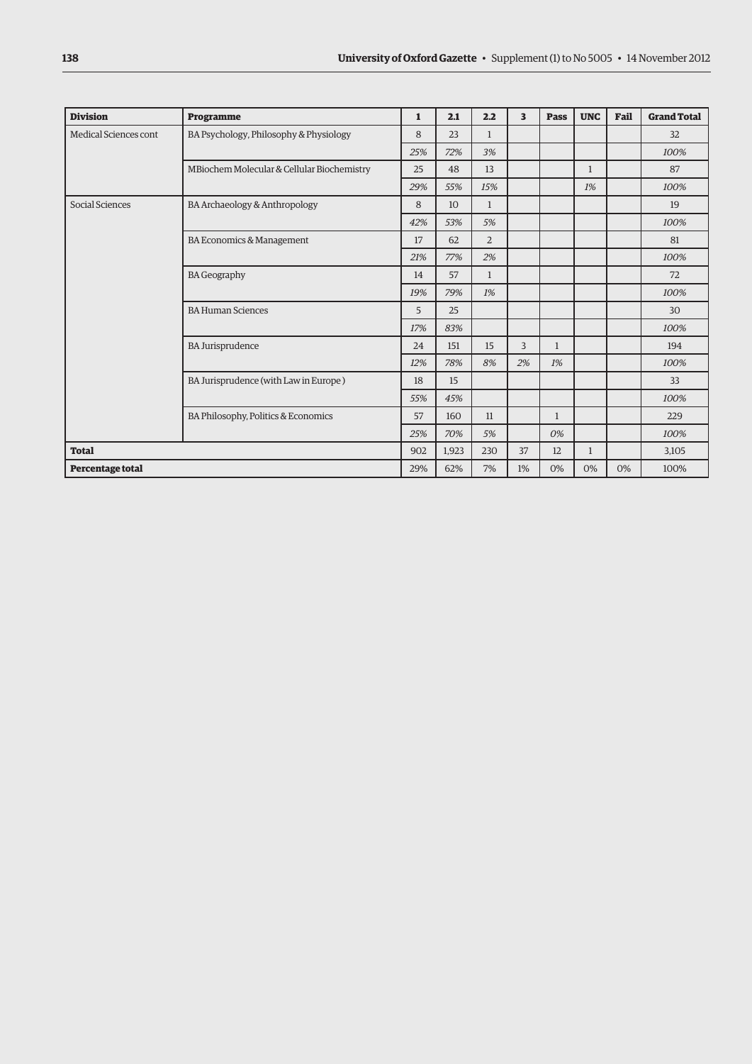| Division | Programme | 1 | 2.1 | 2.2 | 3 | Pass | UNC | Fail | Grand Total |
|---|---|---|---|---|---|---|---|---|---|
| Medical Sciences cont | BA Psychology, Philosophy & Physiology | 8 | 23 | 1 | | | | | 32 |
| | | *25%* | *72%* | *3%* | | | | | *100%* |
| | MBiochem Molecular & Cellular Biochemistry | 25 | 48 | 13 | | | 1 | | 87 |
| | | *29%* | *55%* | *15%* | | | *1%* | | *100%* |
| Social Sciences | BA Archaeology & Anthropology | 8 | 10 | 1 | | | | | 19 |
| | | *42%* | *53%* | *5%* | | | | | *100%* |
| | BA Economics & Management | 17 | 62 | 2 | | | | | 81 |
| | | *21%* | *77%* | *2%* | | | | | *100%* |
| | BA Geography | 14 | 57 | 1 | | | | | 72 |
| | | *19%* | *79%* | *1%* | | | | | *100%* |
| | BA Human Sciences | 5 | 25 | | | | | | 30 |
| | | *17%* | *83%* | | | | | | *100%* |
| | BA Jurisprudence | 24 | 151 | 15 | 3 | 1 | | | 194 |
| | | *12%* | *78%* | *8%* | *2%* | *1%* | | | *100%* |
| | BA Jurisprudence (with Law in Europe) | 18 | 15 | | | | | | 33 |
| | | *55%* | *45%* | | | | | | *100%* |
| | BA Philosophy, Politics & Economics | 57 | 160 | 11 | | 1 | | | 229 |
| | | *25%* | *70%* | *5%* | | *0%* | | | *100%* |
| **Total** | | 902 | 1,923 | 230 | 37 | 12 | 1 | | 3,105 |
| **Percentage total** | | 29% | 62% | 7% | 1% | 0% | 0% | 0% | 100% |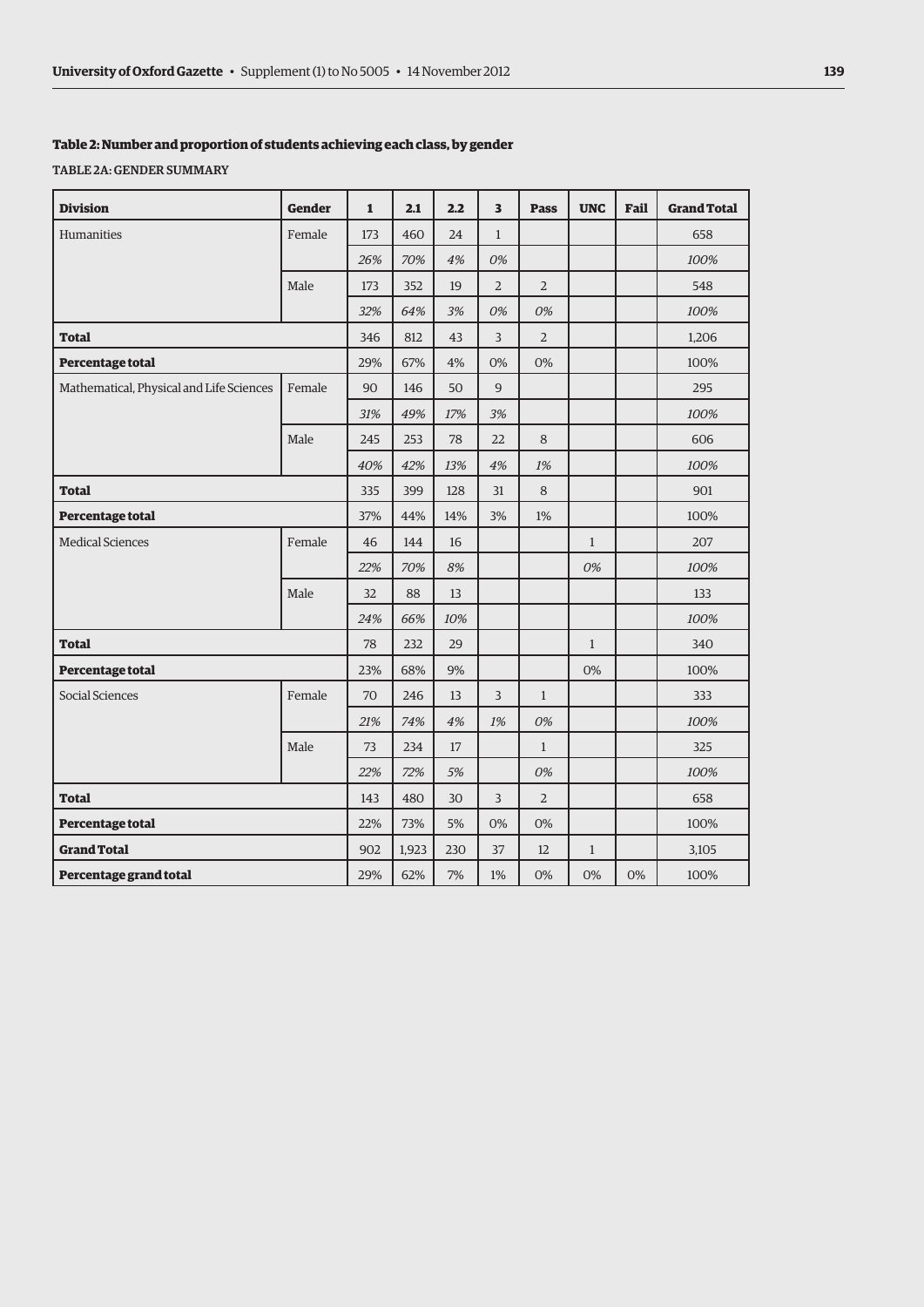### Table 2: Number and proportion of students achieving each class, by gender

TABLE 2A: GENDER SUMMARY

| Division | Gender | 1 | 2.1 | 2.2 | 3 | Pass | UNC | Fail | Grand Total |
|---|---|---|---|---|---|---|---|---|---|
| Humanities | Female | 173 | 460 | 24 | 1 | | | | 658 |
| | | *26%* | *70%* | *4%* | *0%* | | | | *100%* |
| | Male | 173 | 352 | 19 | 2 | 2 | | | 548 |
| | | *32%* | *64%* | *3%* | *0%* | *0%* | | | *100%* |
| **Total** | | 346 | 812 | 43 | 3 | 2 | | | 1,206 |
| **Percentage total** | | 29% | 67% | 4% | 0% | 0% | | | 100% |
| Mathematical, Physical and Life Sciences | Female | 90 | 146 | 50 | 9 | | | | 295 |
| | | *31%* | *49%* | *17%* | *3%* | | | | *100%* |
| | Male | 245 | 253 | 78 | 22 | 8 | | | 606 |
| | | *40%* | *42%* | *13%* | *4%* | *1%* | | | *100%* |
| **Total** | | 335 | 399 | 128 | 31 | 8 | | | 901 |
| **Percentage total** | | 37% | 44% | 14% | 3% | 1% | | | 100% |
| Medical Sciences | Female | 46 | 144 | 16 | | | 1 | | 207 |
| | | *22%* | *70%* | *8%* | | | *0%* | | *100%* |
| | Male | 32 | 88 | 13 | | | | | 133 |
| | | *24%* | *66%* | *10%* | | | | | *100%* |
| **Total** | | 78 | 232 | 29 | | | 1 | | 340 |
| **Percentage total** | | 23% | 68% | 9% | | | 0% | | 100% |
| Social Sciences | Female | 70 | 246 | 13 | 3 | 1 | | | 333 |
| | | *21%* | *74%* | *4%* | *1%* | *0%* | | | *100%* |
| | Male | 73 | 234 | 17 | | 1 | | | 325 |
| | | *22%* | *72%* | *5%* | | *0%* | | | *100%* |
| **Total** | | 143 | 480 | 30 | 3 | 2 | | | 658 |
| **Percentage total** | | 22% | 73% | 5% | 0% | 0% | | | 100% |
| **Grand Total** | | 902 | 1,923 | 230 | 37 | 12 | 1 | | 3,105 |
| **Percentage grand total** | | 29% | 62% | 7% | 1% | 0% | 0% | 0% | 100% |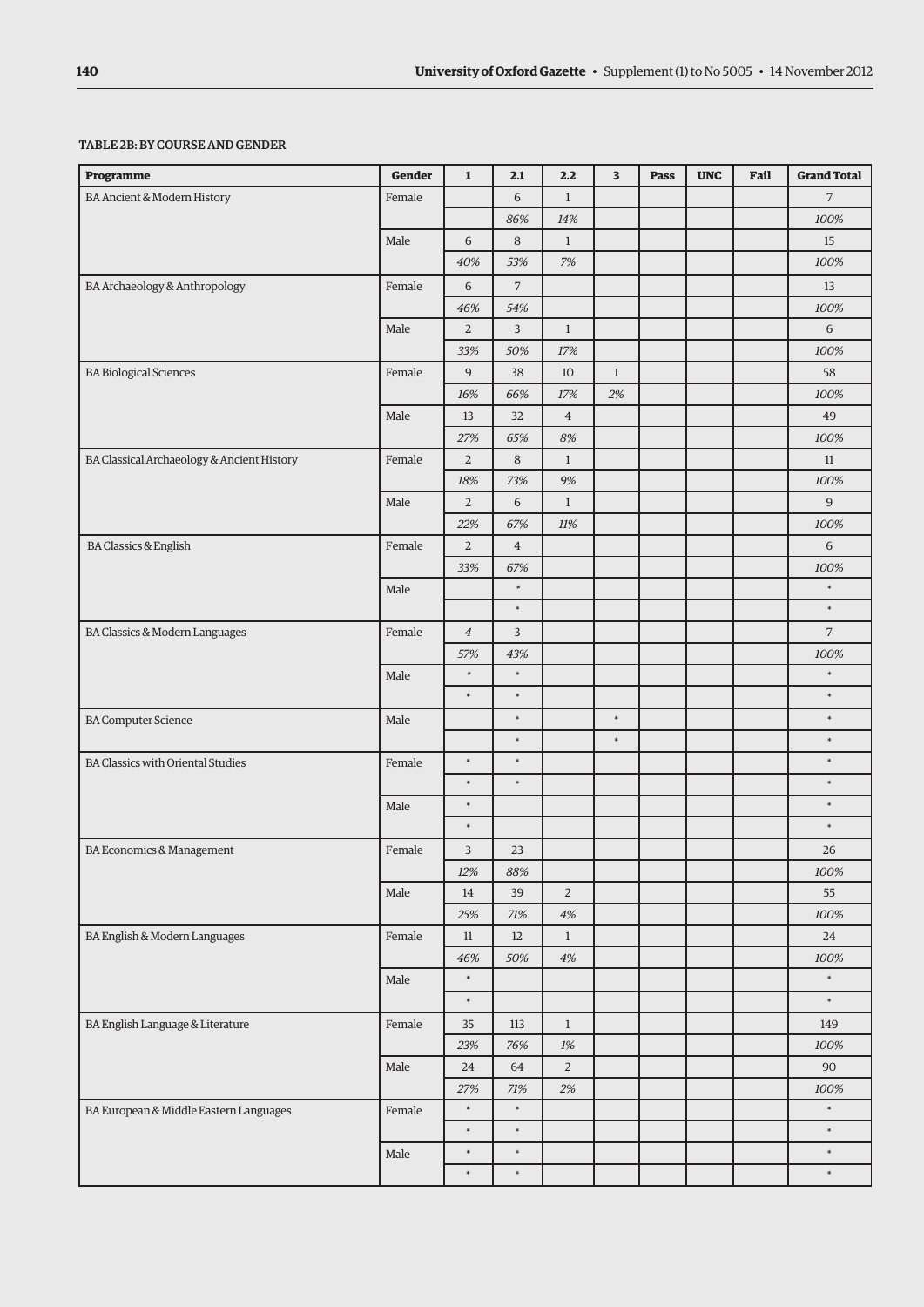### TABLE 2B: BY COURSE AND GENDER

| Programme | Gender | 1 | 2.1 | 2.2 | 3 | Pass | UNC | Fail | Grand Total |
|---|---|---|---|---|---|---|---|---|---|
| BA Ancient & Modern History | Female | | 6 | 1 | | | | | 7 |
| | | | *86%* | *14%* | | | | | *100%* |
| | Male | 6 | 8 | 1 | | | | | 15 |
| | | *40%* | *53%* | *7%* | | | | | *100%* |
| BA Archaeology & Anthropology | Female | 6 | 7 | | | | | | 13 |
| | | *46%* | *54%* | | | | | | *100%* |
| | Male | 2 | 3 | 1 | | | | | 6 |
| | | *33%* | *50%* | *17%* | | | | | *100%* |
| BA Biological Sciences | Female | 9 | 38 | 10 | 1 | | | | 58 |
| | | *16%* | *66%* | *17%* | *2%* | | | | *100%* |
| | Male | 13 | 32 | 4 | | | | | 49 |
| | | *27%* | *65%* | *8%* | | | | | *100%* |
| BA Classical Archaeology & Ancient History | Female | 2 | 8 | 1 | | | | | 11 |
| | | *18%* | *73%* | *9%* | | | | | *100%* |
| | Male | 2 | 6 | 1 | | | | | 9 |
| | | *22%* | *67%* | *11%* | | | | | *100%* |
| BA Classics & English | Female | 2 | 4 | | | | | | 6 |
| | | *33%* | *67%* | | | | | | *100%* |
| | Male | | * | | | | | | * |
| | | | * | | | | | | * |
| BA Classics & Modern Languages | Female | *4* | 3 | | | | | | 7 |
| | | *57%* | *43%* | | | | | | *100%* |
| | Male | * | * | | | | | | * |
| | | * | * | | | | | | * |
| BA Computer Science | Male | | * | | * | | | | * |
| | | | * | | * | | | | * |
| BA Classics with Oriental Studies | Female | * | * | | | | | | * |
| | | * | * | | | | | | * |
| | Male | * | | | | | | | * |
| | | * | | | | | | | * |
| BA Economics & Management | Female | 3 | 23 | | | | | | 26 |
| | | *12%* | *88%* | | | | | | *100%* |
| | Male | 14 | 39 | 2 | | | | | 55 |
| | | *25%* | *71%* | *4%* | | | | | *100%* |
| BA English & Modern Languages | Female | 11 | 12 | 1 | | | | | 24 |
| | | *46%* | *50%* | *4%* | | | | | *100%* |
| | Male | * | | | | | | | * |
| | | * | | | | | | | * |
| BA English Language & Literature | Female | 35 | 113 | 1 | | | | | 149 |
| | | *23%* | *76%* | *1%* | | | | | *100%* |
| | Male | 24 | 64 | 2 | | | | | 90 |
| | | *27%* | *71%* | *2%* | | | | | *100%* |
| BA European & Middle Eastern Languages | Female | * | * | | | | | | * |
| | | * | * | | | | | | * |
| | Male | * | * | | | | | | * |
| | | * | * | | | | | | * |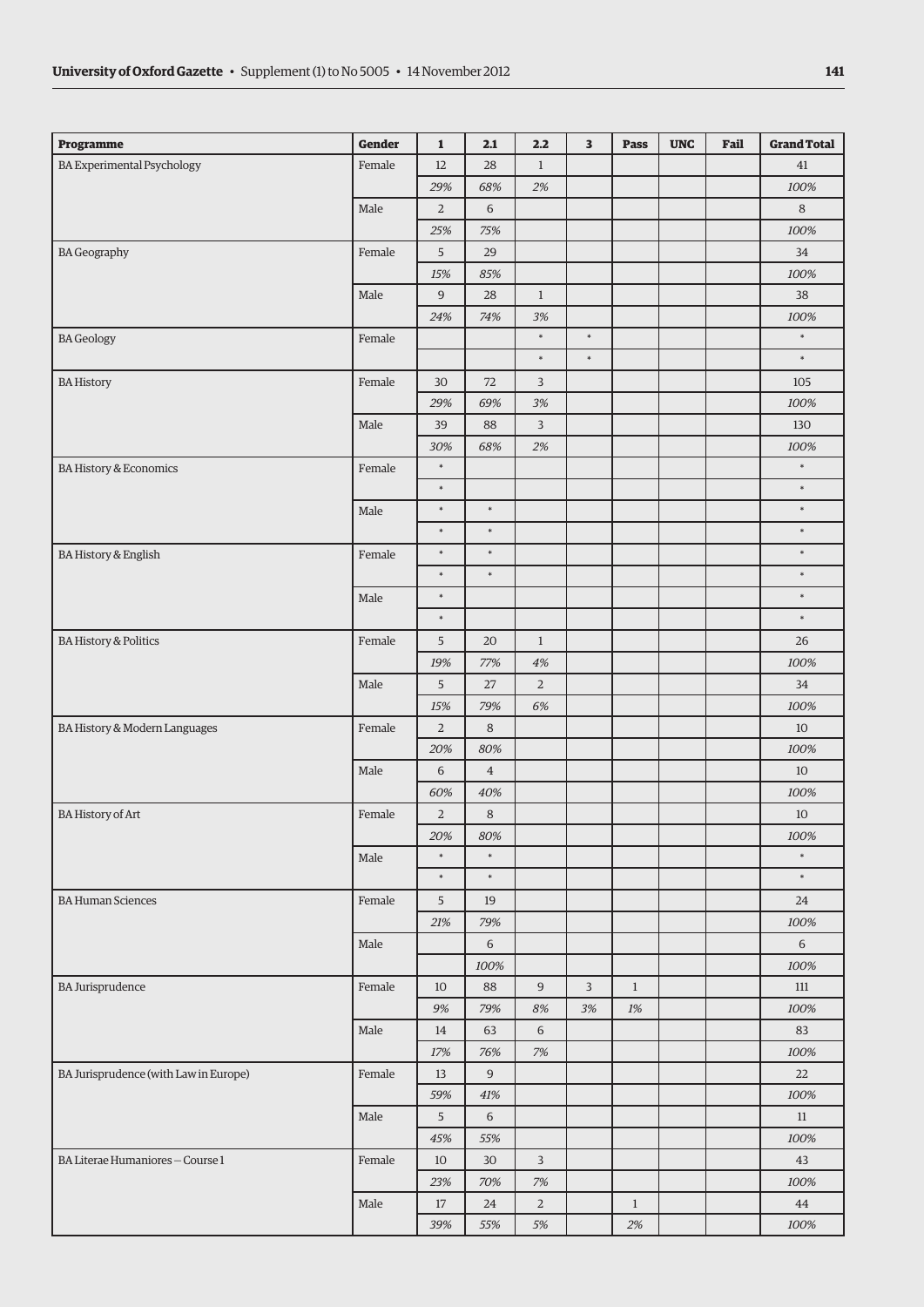| Programme | Gender | 1 | 2.1 | 2.2 | 3 | Pass | UNC | Fail | Grand Total |
|---|---|---|---|---|---|---|---|---|---|
| BA Experimental Psychology | Female | 12 | 28 | 1 | | | | | 41 |
| | | *29%* | *68%* | *2%* | | | | | *100%* |
| | Male | 2 | 6 | | | | | | 8 |
| | | *25%* | *75%* | | | | | | *100%* |
| BA Geography | Female | 5 | 29 | | | | | | 34 |
| | | *15%* | *85%* | | | | | | *100%* |
| | Male | 9 | 28 | 1 | | | | | 38 |
| | | *24%* | *74%* | *3%* | | | | | *100%* |
| BA Geology | Female | | | * | * | | | | * |
| | | | | * | * | | | | * |
| BA History | Female | 30 | 72 | 3 | | | | | 105 |
| | | *29%* | *69%* | *3%* | | | | | *100%* |
| | Male | 39 | 88 | 3 | | | | | 130 |
| | | *30%* | *68%* | *2%* | | | | | *100%* |
| BA History & Economics | Female | * | | | | | | | * |
| | | * | | | | | | | * |
| | Male | * | * | | | | | | * |
| | | * | * | | | | | | * |
| BA History & English | Female | * | * | | | | | | * |
| | | * | * | | | | | | * |
| | Male | * | | | | | | | * |
| | | * | | | | | | | * |
| BA History & Politics | Female | 5 | 20 | 1 | | | | | 26 |
| | | *19%* | *77%* | *4%* | | | | | *100%* |
| | Male | 5 | 27 | 2 | | | | | 34 |
| | | *15%* | *79%* | *6%* | | | | | *100%* |
| BA History & Modern Languages | Female | 2 | 8 | | | | | | 10 |
| | | *20%* | *80%* | | | | | | *100%* |
| | Male | 6 | 4 | | | | | | 10 |
| | | *60%* | *40%* | | | | | | *100%* |
| BA History of Art | Female | 2 | 8 | | | | | | 10 |
| | | *20%* | *80%* | | | | | | *100%* |
| | Male | * | * | | | | | | * |
| | | * | * | | | | | | * |
| BA Human Sciences | Female | 5 | 19 | | | | | | 24 |
| | | *21%* | *79%* | | | | | | *100%* |
| | Male | | 6 | | | | | | 6 |
| | | | *100%* | | | | | | *100%* |
| BA Jurisprudence | Female | 10 | 88 | 9 | 3 | 1 | | | 111 |
| | | *9%* | *79%* | *8%* | *3%* | *1%* | | | *100%* |
| | Male | 14 | 63 | 6 | | | | | 83 |
| | | *17%* | *76%* | *7%* | | | | | *100%* |
| BA Jurisprudence (with Law in Europe) | Female | 13 | 9 | | | | | | 22 |
| | | *59%* | *41%* | | | | | | *100%* |
| | Male | 5 | 6 | | | | | | 11 |
| | | *45%* | *55%* | | | | | | *100%* |
| BA Literae Humaniores – Course 1 | Female | 10 | 30 | 3 | | | | | 43 |
| | | *23%* | *70%* | *7%* | | | | | *100%* |
| | Male | 17 | 24 | 2 | | 1 | | | 44 |
| | | *39%* | *55%* | *5%* | | *2%* | | | *100%* |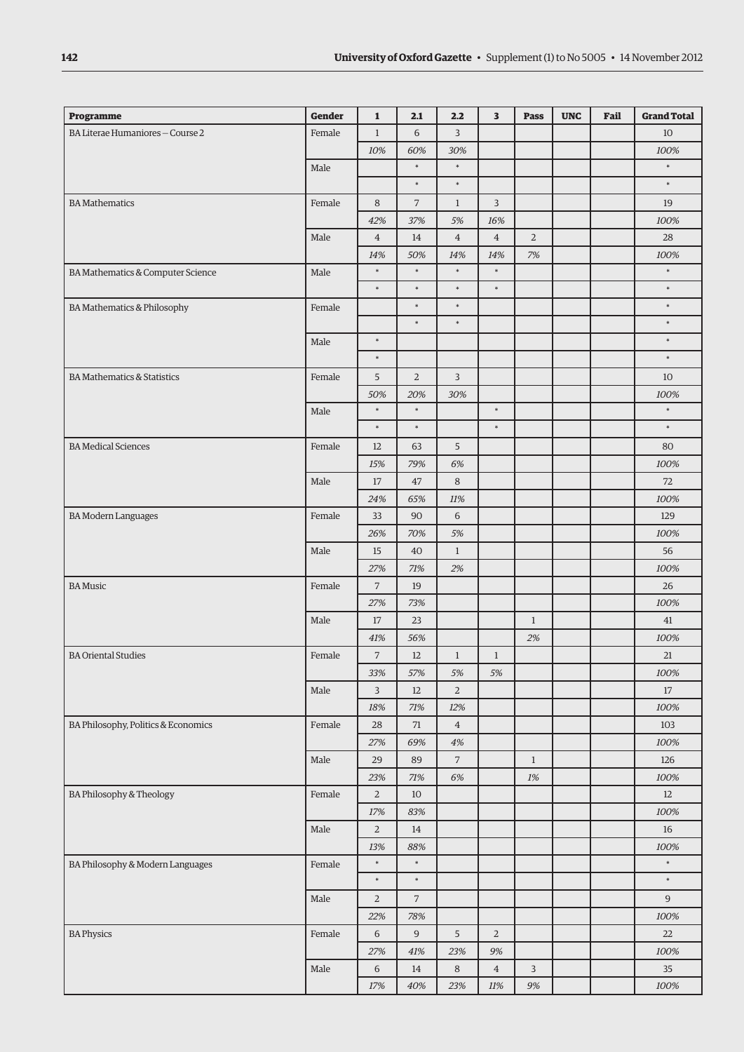| Programme | Gender | 1 | 2.1 | 2.2 | 3 | Pass | UNC | Fail | Grand Total |
|---|---|---|---|---|---|---|---|---|---|
| BA Literae Humaniores – Course 2 | Female | 1 | 6 | 3 | | | | | 10 |
| | | *10%* | *60%* | *30%* | | | | | *100%* |
| | Male | | * | * | | | | | * |
| | | | * | * | | | | | * |
| BA Mathematics | Female | 8 | 7 | 1 | 3 | | | | 19 |
| | | *42%* | *37%* | *5%* | *16%* | | | | *100%* |
| | Male | 4 | 14 | 4 | 4 | 2 | | | 28 |
| | | *14%* | *50%* | *14%* | *14%* | *7%* | | | *100%* |
| BA Mathematics & Computer Science | Male | * | * | * | * | | | | * |
| | | * | * | * | * | | | | * |
| BA Mathematics & Philosophy | Female | | * | * | | | | | * |
| | | | * | * | | | | | * |
| | Male | * | | | | | | | * |
| | | * | | | | | | | * |
| BA Mathematics & Statistics | Female | 5 | 2 | 3 | | | | | 10 |
| | | *50%* | *20%* | *30%* | | | | | *100%* |
| | Male | * | * | | * | | | | * |
| | | * | * | | * | | | | * |
| BA Medical Sciences | Female | 12 | 63 | 5 | | | | | 80 |
| | | *15%* | *79%* | *6%* | | | | | *100%* |
| | Male | 17 | 47 | 8 | | | | | 72 |
| | | *24%* | *65%* | *11%* | | | | | *100%* |
| BA Modern Languages | Female | 33 | 90 | 6 | | | | | 129 |
| | | *26%* | *70%* | *5%* | | | | | *100%* |
| | Male | 15 | 40 | 1 | | | | | 56 |
| | | *27%* | *71%* | *2%* | | | | | *100%* |
| BA Music | Female | 7 | 19 | | | | | | 26 |
| | | *27%* | *73%* | | | | | | *100%* |
| | Male | 17 | 23 | | | 1 | | | 41 |
| | | *41%* | *56%* | | | *2%* | | | *100%* |
| BA Oriental Studies | Female | 7 | 12 | 1 | 1 | | | | 21 |
| | | *33%* | *57%* | *5%* | *5%* | | | | *100%* |
| | Male | 3 | 12 | 2 | | | | | 17 |
| | | *18%* | *71%* | *12%* | | | | | *100%* |
| BA Philosophy, Politics & Economics | Female | 28 | 71 | 4 | | | | | 103 |
| | | *27%* | *69%* | *4%* | | | | | *100%* |
| | Male | 29 | 89 | 7 | | 1 | | | 126 |
| | | *23%* | *71%* | *6%* | | *1%* | | | *100%* |
| BA Philosophy & Theology | Female | 2 | 10 | | | | | | 12 |
| | | *17%* | *83%* | | | | | | *100%* |
| | Male | 2 | 14 | | | | | | 16 |
| | | *13%* | *88%* | | | | | | *100%* |
| BA Philosophy & Modern Languages | Female | * | * | | | | | | * |
| | | * | * | | | | | | * |
| | Male | 2 | 7 | | | | | | 9 |
| | | *22%* | *78%* | | | | | | *100%* |
| BA Physics | Female | 6 | 9 | 5 | 2 | | | | 22 |
| | | *27%* | *41%* | *23%* | *9%* | | | | *100%* |
| | Male | 6 | 14 | 8 | 4 | 3 | | | 35 |
| | | *17%* | *40%* | *23%* | *11%* | *9%* | | | *100%* |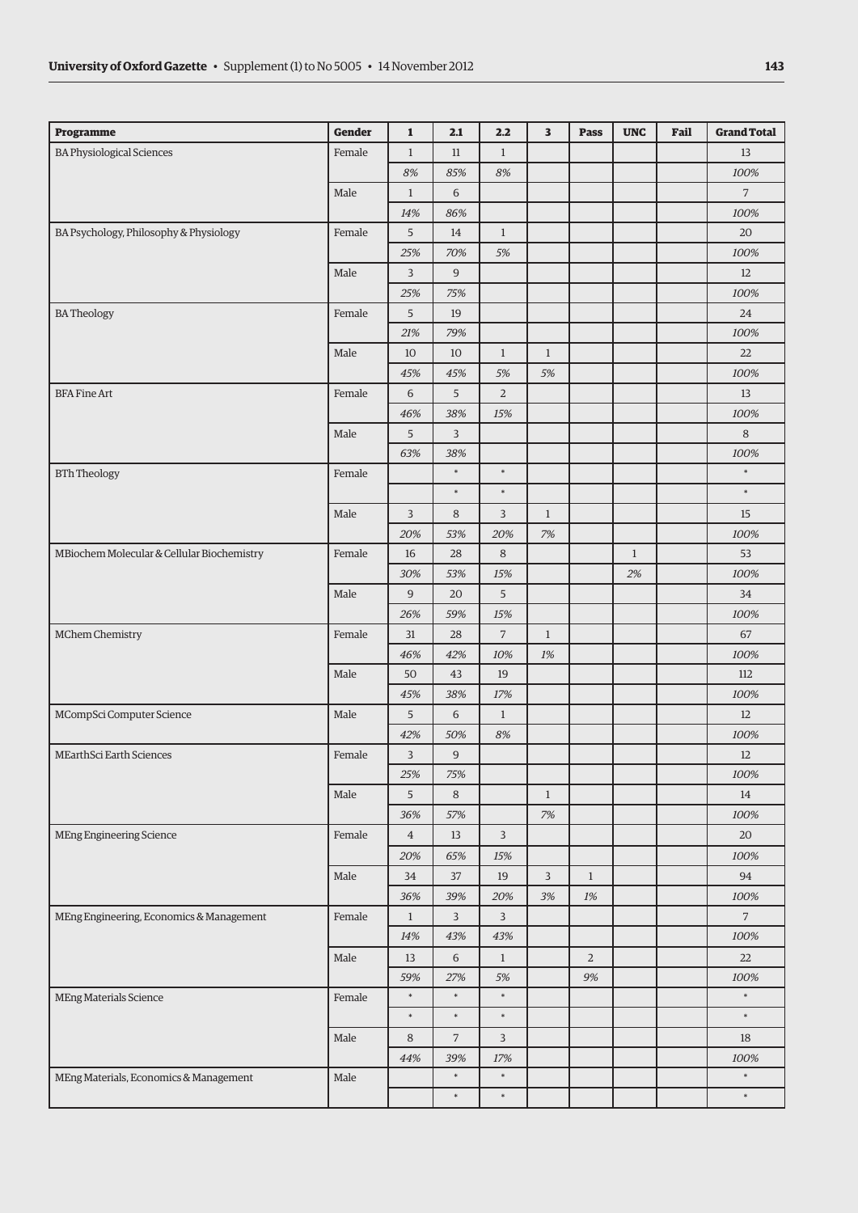| Programme | Gender | 1 | 2.1 | 2.2 | 3 | Pass | UNC | Fail | Grand Total |
|---|---|---|---|---|---|---|---|---|---|
| BA Physiological Sciences | Female | 1 | 11 | 1 | | | | | 13 |
| | | *8%* | *85%* | *8%* | | | | | *100%* |
| | Male | 1 | 6 | | | | | | 7 |
| | | *14%* | *86%* | | | | | | *100%* |
| BA Psychology, Philosophy & Physiology | Female | 5 | 14 | 1 | | | | | 20 |
| | | *25%* | *70%* | *5%* | | | | | *100%* |
| | Male | 3 | 9 | | | | | | 12 |
| | | *25%* | *75%* | | | | | | *100%* |
| BA Theology | Female | 5 | 19 | | | | | | 24 |
| | | *21%* | *79%* | | | | | | *100%* |
| | Male | 10 | 10 | 1 | 1 | | | | 22 |
| | | *45%* | *45%* | *5%* | *5%* | | | | *100%* |
| BFA Fine Art | Female | 6 | 5 | 2 | | | | | 13 |
| | | *46%* | *38%* | *15%* | | | | | *100%* |
| | Male | 5 | 3 | | | | | | 8 |
| | | *63%* | *38%* | | | | | | *100%* |
| BTh Theology | Female | | * | * | | | | | * |
| | | | * | * | | | | | * |
| | Male | 3 | 8 | 3 | 1 | | | | 15 |
| | | *20%* | *53%* | *20%* | *7%* | | | | *100%* |
| MBiochem Molecular & Cellular Biochemistry | Female | 16 | 28 | 8 | | | 1 | | 53 |
| | | *30%* | *53%* | *15%* | | | *2%* | | *100%* |
| | Male | 9 | 20 | 5 | | | | | 34 |
| | | *26%* | *59%* | *15%* | | | | | *100%* |
| MChem Chemistry | Female | 31 | 28 | 7 | 1 | | | | 67 |
| | | *46%* | *42%* | *10%* | *1%* | | | | *100%* |
| | Male | 50 | 43 | 19 | | | | | 112 |
| | | *45%* | *38%* | *17%* | | | | | *100%* |
| MCompSci Computer Science | Male | 5 | 6 | 1 | | | | | 12 |
| | | *42%* | *50%* | *8%* | | | | | *100%* |
| MEarthSci Earth Sciences | Female | 3 | 9 | | | | | | 12 |
| | | *25%* | *75%* | | | | | | *100%* |
| | Male | 5 | 8 | | 1 | | | | 14 |
| | | *36%* | *57%* | | *7%* | | | | *100%* |
| MEng Engineering Science | Female | 4 | 13 | 3 | | | | | 20 |
| | | *20%* | *65%* | *15%* | | | | | *100%* |
| | Male | 34 | 37 | 19 | 3 | 1 | | | 94 |
| | | *36%* | *39%* | *20%* | *3%* | *1%* | | | *100%* |
| MEng Engineering, Economics & Management | Female | 1 | 3 | 3 | | | | | 7 |
| | | *14%* | *43%* | *43%* | | | | | *100%* |
| | Male | 13 | 6 | 1 | | 2 | | | 22 |
| | | *59%* | *27%* | *5%* | | *9%* | | | *100%* |
| MEng Materials Science | Female | * | * | * | | | | | * |
| | | * | * | * | | | | | * |
| | Male | 8 | 7 | 3 | | | | | 18 |
| | | *44%* | *39%* | *17%* | | | | | *100%* |
| MEng Materials, Economics & Management | Male | | * | * | | | | | * |
| | | | * | * | | | | | * |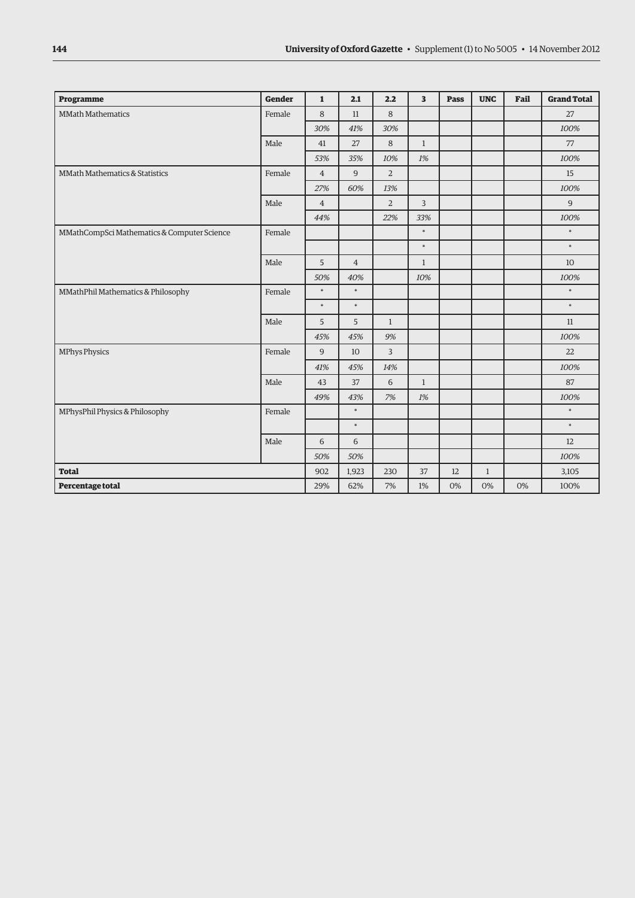| Programme | Gender | 1 | 2.1 | 2.2 | 3 | Pass | UNC | Fail | Grand Total |
|---|---|---|---|---|---|---|---|---|---|
| MMath Mathematics | Female | 8 | 11 | 8 | | | | | 27 |
| | | *30%* | *41%* | *30%* | | | | | *100%* |
| | Male | 41 | 27 | 8 | 1 | | | | 77 |
| | | *53%* | *35%* | *10%* | *1%* | | | | *100%* |
| MMath Mathematics & Statistics | Female | 4 | 9 | 2 | | | | | 15 |
| | | *27%* | *60%* | *13%* | | | | | *100%* |
| | Male | 4 | | 2 | 3 | | | | 9 |
| | | *44%* | | *22%* | *33%* | | | | *100%* |
| MMathCompSci Mathematics & Computer Science | Female | | | | * | | | | * |
| | | | | | * | | | | * |
| | Male | 5 | 4 | | 1 | | | | 10 |
| | | *50%* | *40%* | | *10%* | | | | *100%* |
| MMathPhil Mathematics & Philosophy | Female | * | * | | | | | | * |
| | | * | * | | | | | | * |
| | Male | 5 | 5 | 1 | | | | | 11 |
| | | *45%* | *45%* | *9%* | | | | | *100%* |
| MPhys Physics | Female | 9 | 10 | 3 | | | | | 22 |
| | | *41%* | *45%* | *14%* | | | | | *100%* |
| | Male | 43 | 37 | 6 | 1 | | | | 87 |
| | | *49%* | *43%* | *7%* | *1%* | | | | *100%* |
| MPhysPhil Physics & Philosophy | Female | | * | | | | | | * |
| | | | * | | | | | | * |
| | Male | 6 | 6 | | | | | | 12 |
| | | *50%* | *50%* | | | | | | *100%* |
| **Total** | | 902 | 1,923 | 230 | 37 | 12 | 1 | | 3,105 |
| **Percentage total** | | 29% | 62% | 7% | 1% | 0% | 0% | 0% | 100% |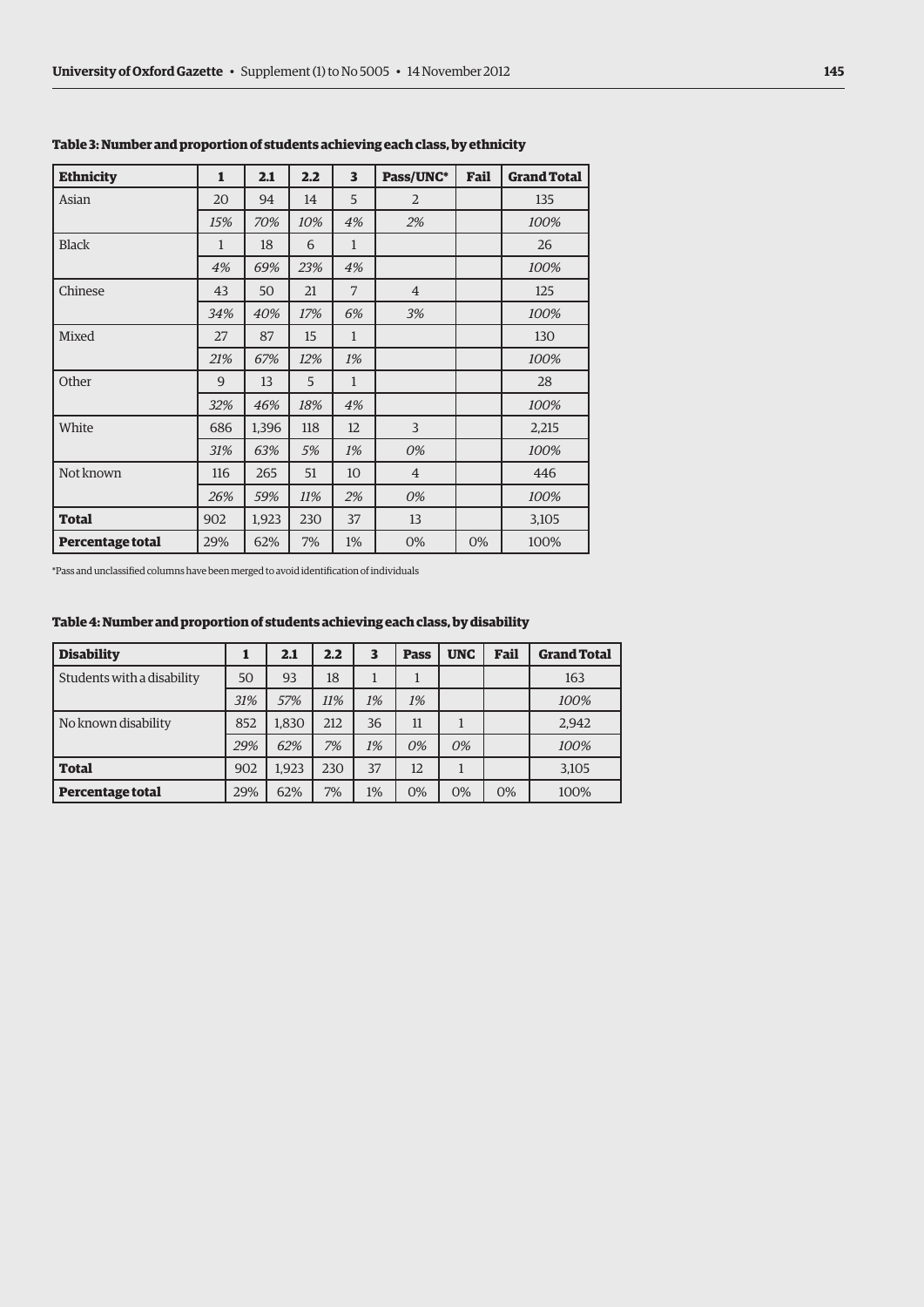**Table 3: Number and proportion of students achieving each class, by ethnicity**

| Ethnicity | 1 | 2.1 | 2.2 | 3 | Pass/UNC* | Fail | Grand Total |
|---|---|---|---|---|---|---|---|
| Asian | 20 | 94 | 14 | 5 | 2 | | 135 |
| | *15%* | *70%* | *10%* | *4%* | *2%* | | *100%* |
| Black | 1 | 18 | 6 | 1 | | | 26 |
| | *4%* | *69%* | *23%* | *4%* | | | *100%* |
| Chinese | 43 | 50 | 21 | 7 | 4 | | 125 |
| | *34%* | *40%* | *17%* | *6%* | *3%* | | *100%* |
| Mixed | 27 | 87 | 15 | 1 | | | 130 |
| | *21%* | *67%* | *12%* | *1%* | | | *100%* |
| Other | 9 | 13 | 5 | 1 | | | 28 |
| | *32%* | *46%* | *18%* | *4%* | | | *100%* |
| White | 686 | 1,396 | 118 | 12 | 3 | | 2,215 |
| | *31%* | *63%* | *5%* | *1%* | *0%* | | *100%* |
| Not known | 116 | 265 | 51 | 10 | 4 | | 446 |
| | *26%* | *59%* | *11%* | *2%* | *0%* | | *100%* |
| **Total** | 902 | 1,923 | 230 | 37 | 13 | | 3,105 |
| **Percentage total** | 29% | 62% | 7% | 1% | 0% | 0% | 100% |

*Pass and unclassified columns have been merged to avoid identification of individuals

**Table 4: Number and proportion of students achieving each class, by disability**

| Disability | 1 | 2.1 | 2.2 | 3 | Pass | UNC | Fail | Grand Total |
|---|---|---|---|---|---|---|---|---|
| Students with a disability | 50 | 93 | 18 | 1 | 1 | | | 163 |
| | *31%* | *57%* | *11%* | *1%* | *1%* | | | *100%* |
| No known disability | 852 | 1,830 | 212 | 36 | 11 | 1 | | 2,942 |
| | *29%* | *62%* | *7%* | *1%* | *0%* | *0%* | | *100%* |
| **Total** | 902 | 1,923 | 230 | 37 | 12 | 1 | | 3,105 |
| **Percentage total** | 29% | 62% | 7% | 1% | 0% | 0% | 0% | 100% |